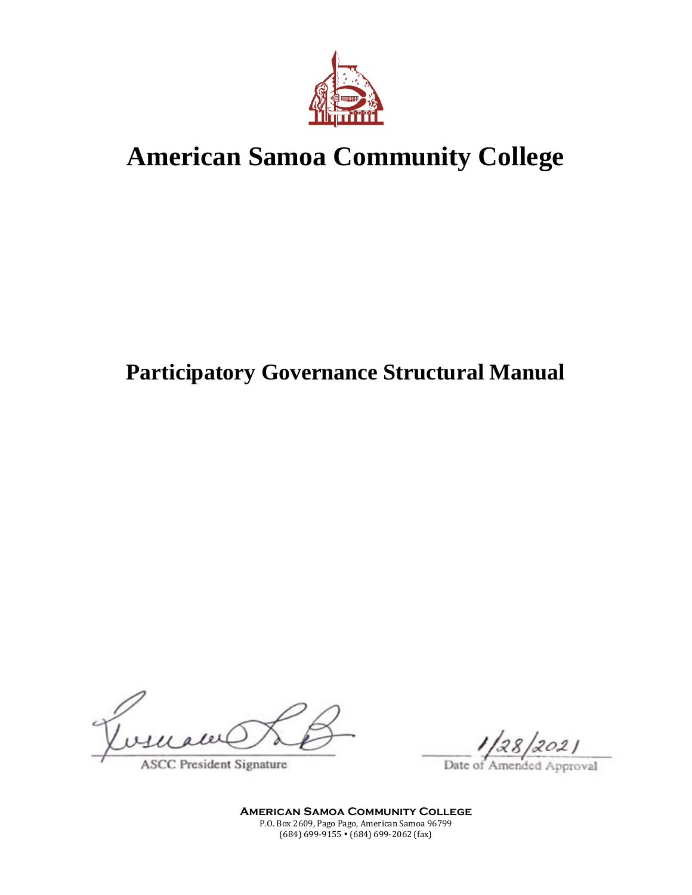# American Samoa Community College

## Participatory Governance Structural Manual

ASCC President Signature

1/28/2021
Date of Amended Approval

**American Samoa Community College**
P.O. Box 2609, Pago Pago, American Samoa 96799
(684) 699-9155 • (684) 699-2062 (fax)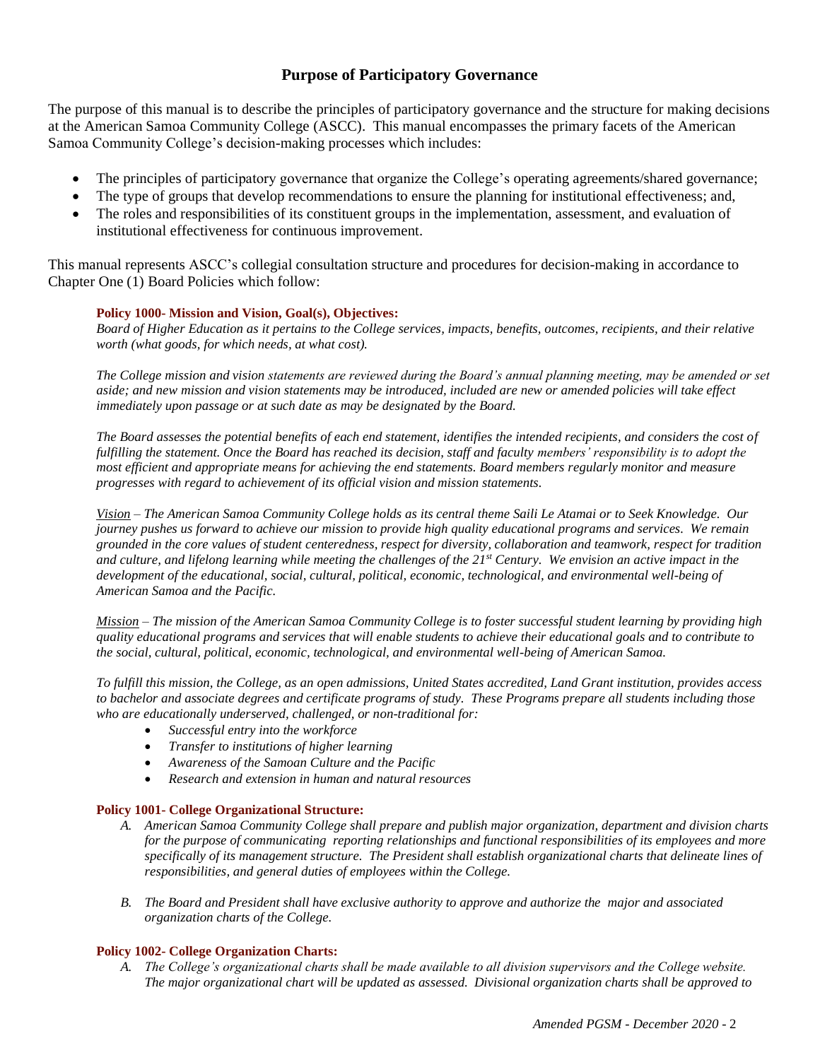## Purpose of Participatory Governance

The purpose of this manual is to describe the principles of participatory governance and the structure for making decisions at the American Samoa Community College (ASCC). This manual encompasses the primary facets of the American Samoa Community College's decision-making processes which includes:

- The principles of participatory governance that organize the College's operating agreements/shared governance;
- The type of groups that develop recommendations to ensure the planning for institutional effectiveness; and,
- The roles and responsibilities of its constituent groups in the implementation, assessment, and evaluation of institutional effectiveness for continuous improvement.

This manual represents ASCC's collegial consultation structure and procedures for decision-making in accordance to Chapter One (1) Board Policies which follow:

**Policy 1000- Mission and Vision, Goal(s), Objectives:**

*Board of Higher Education as it pertains to the College services, impacts, benefits, outcomes, recipients, and their relative worth (what goods, for which needs, at what cost).*

*The College mission and vision statements are reviewed during the Board's annual planning meeting, may be amended or set aside; and new mission and vision statements may be introduced, included are new or amended policies will take effect immediately upon passage or at such date as may be designated by the Board.*

*The Board assesses the potential benefits of each end statement, identifies the intended recipients, and considers the cost of fulfilling the statement. Once the Board has reached its decision, staff and faculty members' responsibility is to adopt the most efficient and appropriate means for achieving the end statements. Board members regularly monitor and measure progresses with regard to achievement of its official vision and mission statements.*

*<u>Vision</u> – The American Samoa Community College holds as its central theme Saili Le Atamai or to Seek Knowledge. Our journey pushes us forward to achieve our mission to provide high quality educational programs and services. We remain grounded in the core values of student centeredness, respect for diversity, collaboration and teamwork, respect for tradition and culture, and lifelong learning while meeting the challenges of the 21st Century. We envision an active impact in the development of the educational, social, cultural, political, economic, technological, and environmental well-being of American Samoa and the Pacific.*

*<u>Mission</u> – The mission of the American Samoa Community College is to foster successful student learning by providing high quality educational programs and services that will enable students to achieve their educational goals and to contribute to the social, cultural, political, economic, technological, and environmental well-being of American Samoa.*

*To fulfill this mission, the College, as an open admissions, United States accredited, Land Grant institution, provides access to bachelor and associate degrees and certificate programs of study. These Programs prepare all students including those who are educationally underserved, challenged, or non-traditional for:*

- *Successful entry into the workforce*
- *Transfer to institutions of higher learning*
- *Awareness of the Samoan Culture and the Pacific*
- *Research and extension in human and natural resources*

**Policy 1001- College Organizational Structure:**

*A. American Samoa Community College shall prepare and publish major organization, department and division charts for the purpose of communicating reporting relationships and functional responsibilities of its employees and more specifically of its management structure. The President shall establish organizational charts that delineate lines of responsibilities, and general duties of employees within the College.*

*B. The Board and President shall have exclusive authority to approve and authorize the major and associated organization charts of the College.*

**Policy 1002- College Organization Charts:**

*A. The College's organizational charts shall be made available to all division supervisors and the College website. The major organizational chart will be updated as assessed. Divisional organization charts shall be approved to*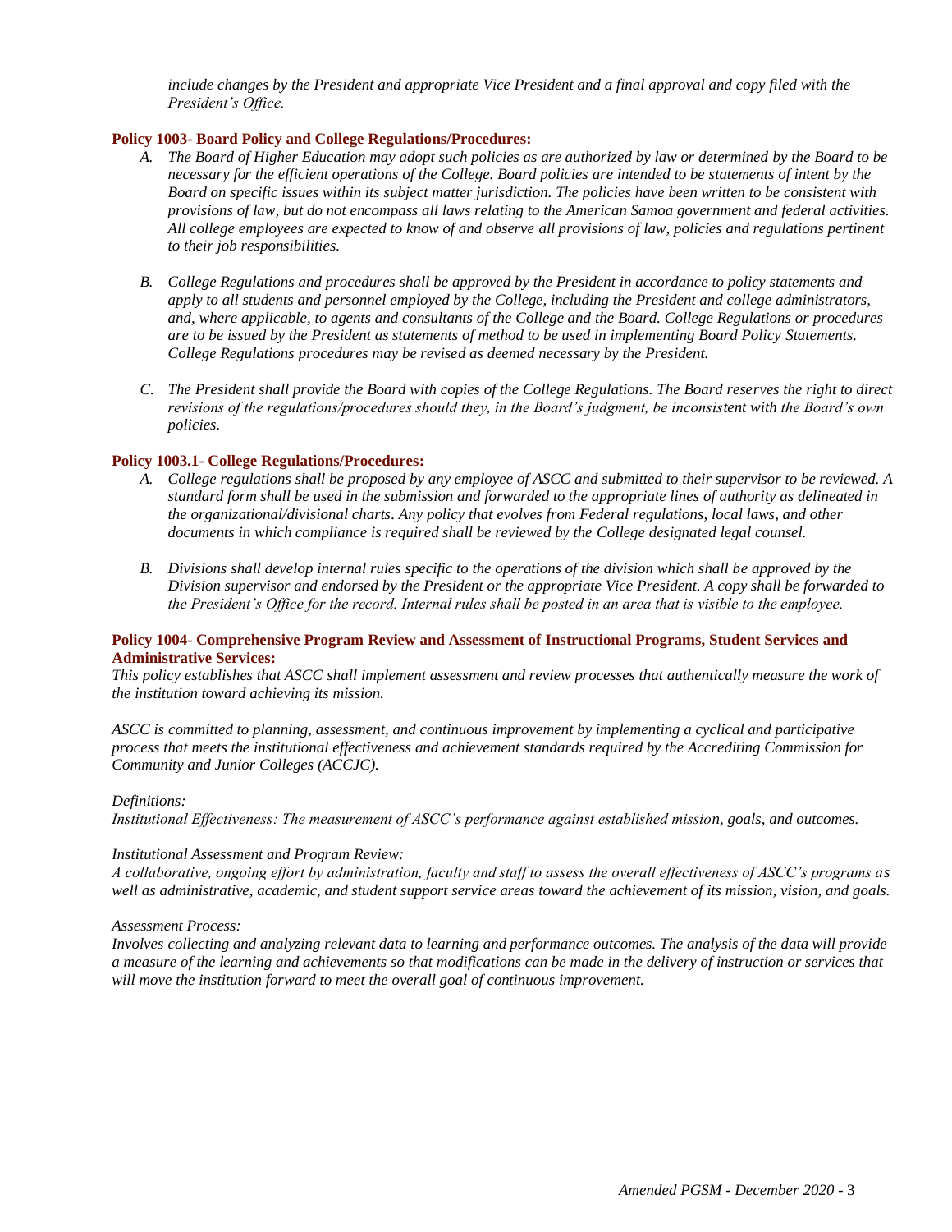*include changes by the President and appropriate Vice President and a final approval and copy filed with the President's Office.*

**Policy 1003- Board Policy and College Regulations/Procedures:**

A. *The Board of Higher Education may adopt such policies as are authorized by law or determined by the Board to be necessary for the efficient operations of the College. Board policies are intended to be statements of intent by the Board on specific issues within its subject matter jurisdiction. The policies have been written to be consistent with provisions of law, but do not encompass all laws relating to the American Samoa government and federal activities. All college employees are expected to know of and observe all provisions of law, policies and regulations pertinent to their job responsibilities.*

B. *College Regulations and procedures shall be approved by the President in accordance to policy statements and apply to all students and personnel employed by the College, including the President and college administrators, and, where applicable, to agents and consultants of the College and the Board. College Regulations or procedures are to be issued by the President as statements of method to be used in implementing Board Policy Statements. College Regulations procedures may be revised as deemed necessary by the President.*

C. *The President shall provide the Board with copies of the College Regulations. The Board reserves the right to direct revisions of the regulations/procedures should they, in the Board's judgment, be inconsistent with the Board's own policies.*

**Policy 1003.1- College Regulations/Procedures:**

A. *College regulations shall be proposed by any employee of ASCC and submitted to their supervisor to be reviewed. A standard form shall be used in the submission and forwarded to the appropriate lines of authority as delineated in the organizational/divisional charts. Any policy that evolves from Federal regulations, local laws, and other documents in which compliance is required shall be reviewed by the College designated legal counsel.*

B. *Divisions shall develop internal rules specific to the operations of the division which shall be approved by the Division supervisor and endorsed by the President or the appropriate Vice President. A copy shall be forwarded to the President's Office for the record. Internal rules shall be posted in an area that is visible to the employee.*

**Policy 1004- Comprehensive Program Review and Assessment of Instructional Programs, Student Services and Administrative Services:**

*This policy establishes that ASCC shall implement assessment and review processes that authentically measure the work of the institution toward achieving its mission.*

*ASCC is committed to planning, assessment, and continuous improvement by implementing a cyclical and participative process that meets the institutional effectiveness and achievement standards required by the Accrediting Commission for Community and Junior Colleges (ACCJC).*

*Definitions:*
*Institutional Effectiveness: The measurement of ASCC's performance against established mission, goals, and outcomes.*

*Institutional Assessment and Program Review:*
*A collaborative, ongoing effort by administration, faculty and staff to assess the overall effectiveness of ASCC's programs as well as administrative, academic, and student support service areas toward the achievement of its mission, vision, and goals.*

*Assessment Process:*
*Involves collecting and analyzing relevant data to learning and performance outcomes. The analysis of the data will provide a measure of the learning and achievements so that modifications can be made in the delivery of instruction or services that will move the institution forward to meet the overall goal of continuous improvement.*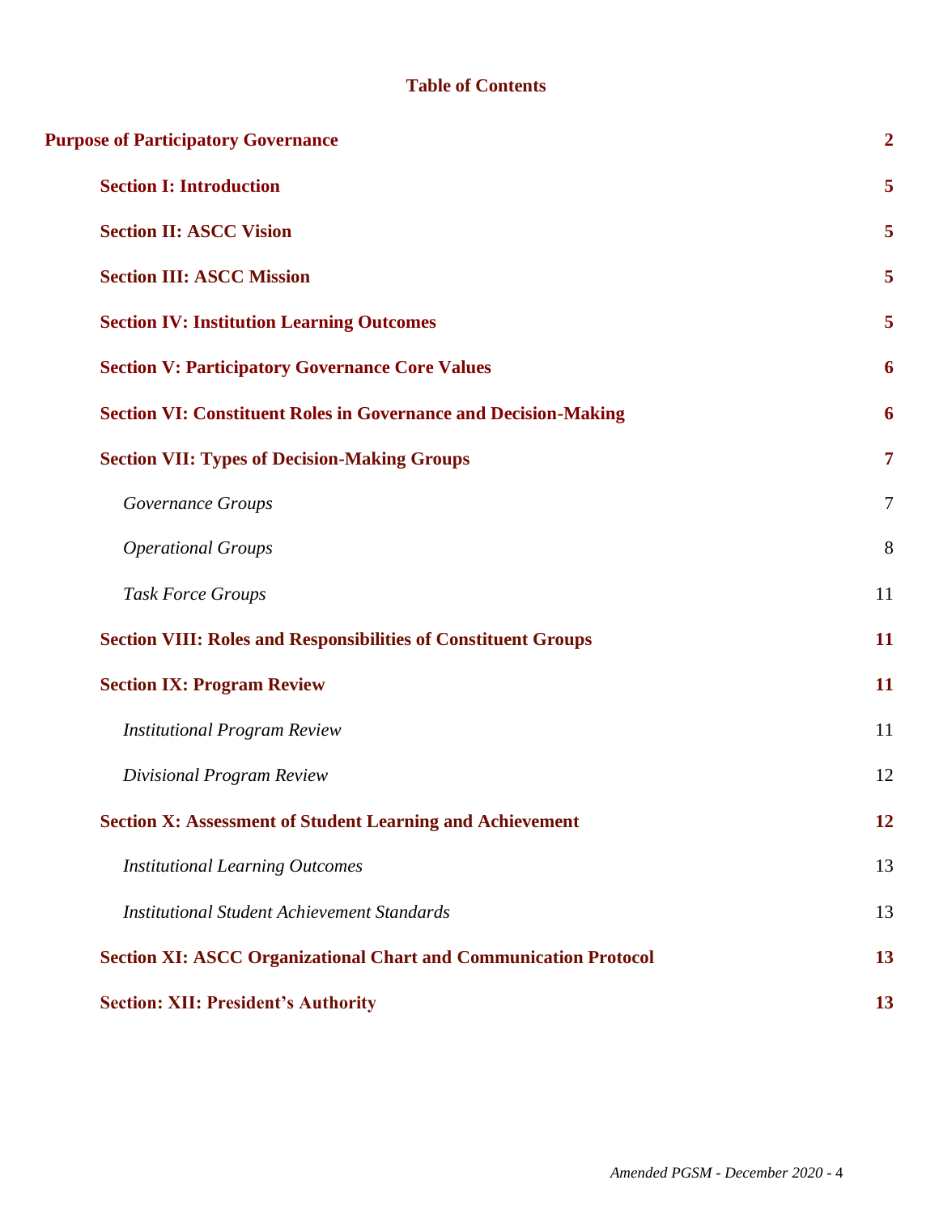## Table of Contents

| | |
|---|---|
| **Purpose of Participatory Governance** | **2** |
| **Section I: Introduction** | **5** |
| **Section II: ASCC Vision** | **5** |
| **Section III: ASCC Mission** | **5** |
| **Section IV: Institution Learning Outcomes** | **5** |
| **Section V: Participatory Governance Core Values** | **6** |
| **Section VI: Constituent Roles in Governance and Decision-Making** | **6** |
| **Section VII: Types of Decision-Making Groups** | **7** |
| *Governance Groups* | 7 |
| *Operational Groups* | 8 |
| *Task Force Groups* | 11 |
| **Section VIII: Roles and Responsibilities of Constituent Groups** | **11** |
| **Section IX: Program Review** | **11** |
| *Institutional Program Review* | 11 |
| *Divisional Program Review* | 12 |
| **Section X: Assessment of Student Learning and Achievement** | **12** |
| *Institutional Learning Outcomes* | 13 |
| *Institutional Student Achievement Standards* | 13 |
| **Section XI: ASCC Organizational Chart and Communication Protocol** | **13** |
| **Section: XII: President's Authority** | **13** |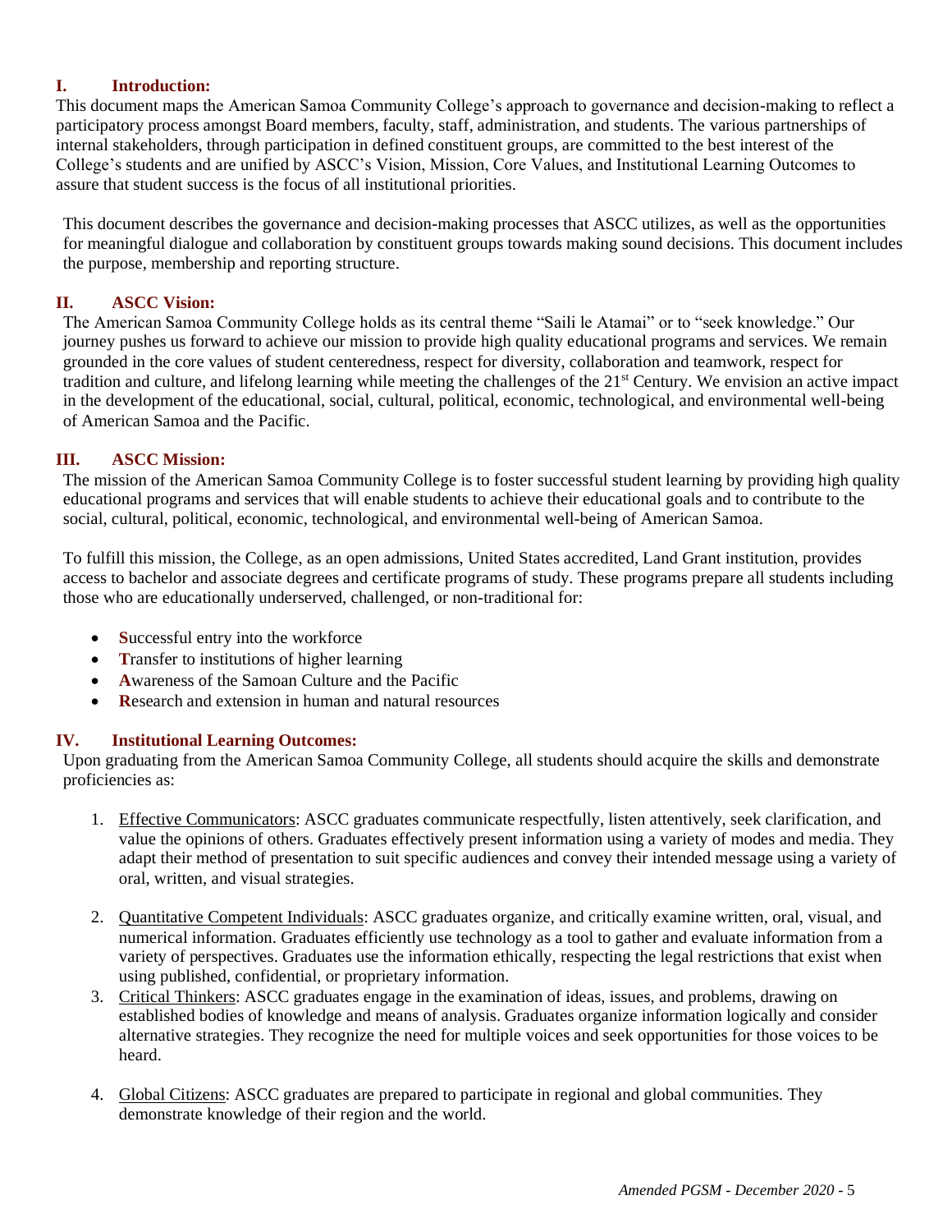## I. Introduction:

This document maps the American Samoa Community College's approach to governance and decision-making to reflect a participatory process amongst Board members, faculty, staff, administration, and students. The various partnerships of internal stakeholders, through participation in defined constituent groups, are committed to the best interest of the College's students and are unified by ASCC's Vision, Mission, Core Values, and Institutional Learning Outcomes to assure that student success is the focus of all institutional priorities.

This document describes the governance and decision-making processes that ASCC utilizes, as well as the opportunities for meaningful dialogue and collaboration by constituent groups towards making sound decisions. This document includes the purpose, membership and reporting structure.

## II. ASCC Vision:

The American Samoa Community College holds as its central theme "Saili le Atamai" or to "seek knowledge." Our journey pushes us forward to achieve our mission to provide high quality educational programs and services. We remain grounded in the core values of student centeredness, respect for diversity, collaboration and teamwork, respect for tradition and culture, and lifelong learning while meeting the challenges of the 21st Century. We envision an active impact in the development of the educational, social, cultural, political, economic, technological, and environmental well-being of American Samoa and the Pacific.

## III. ASCC Mission:

The mission of the American Samoa Community College is to foster successful student learning by providing high quality educational programs and services that will enable students to achieve their educational goals and to contribute to the social, cultural, political, economic, technological, and environmental well-being of American Samoa.

To fulfill this mission, the College, as an open admissions, United States accredited, Land Grant institution, provides access to bachelor and associate degrees and certificate programs of study. These programs prepare all students including those who are educationally underserved, challenged, or non-traditional for:

- **S**uccessful entry into the workforce
- **T**ransfer to institutions of higher learning
- **A**wareness of the Samoan Culture and the Pacific
- **R**esearch and extension in human and natural resources

## IV. Institutional Learning Outcomes:

Upon graduating from the American Samoa Community College, all students should acquire the skills and demonstrate proficiencies as:

1. Effective Communicators: ASCC graduates communicate respectfully, listen attentively, seek clarification, and value the opinions of others. Graduates effectively present information using a variety of modes and media. They adapt their method of presentation to suit specific audiences and convey their intended message using a variety of oral, written, and visual strategies.

2. Quantitative Competent Individuals: ASCC graduates organize, and critically examine written, oral, visual, and numerical information. Graduates efficiently use technology as a tool to gather and evaluate information from a variety of perspectives. Graduates use the information ethically, respecting the legal restrictions that exist when using published, confidential, or proprietary information.

3. Critical Thinkers: ASCC graduates engage in the examination of ideas, issues, and problems, drawing on established bodies of knowledge and means of analysis. Graduates organize information logically and consider alternative strategies. They recognize the need for multiple voices and seek opportunities for those voices to be heard.

4. Global Citizens: ASCC graduates are prepared to participate in regional and global communities. They demonstrate knowledge of their region and the world.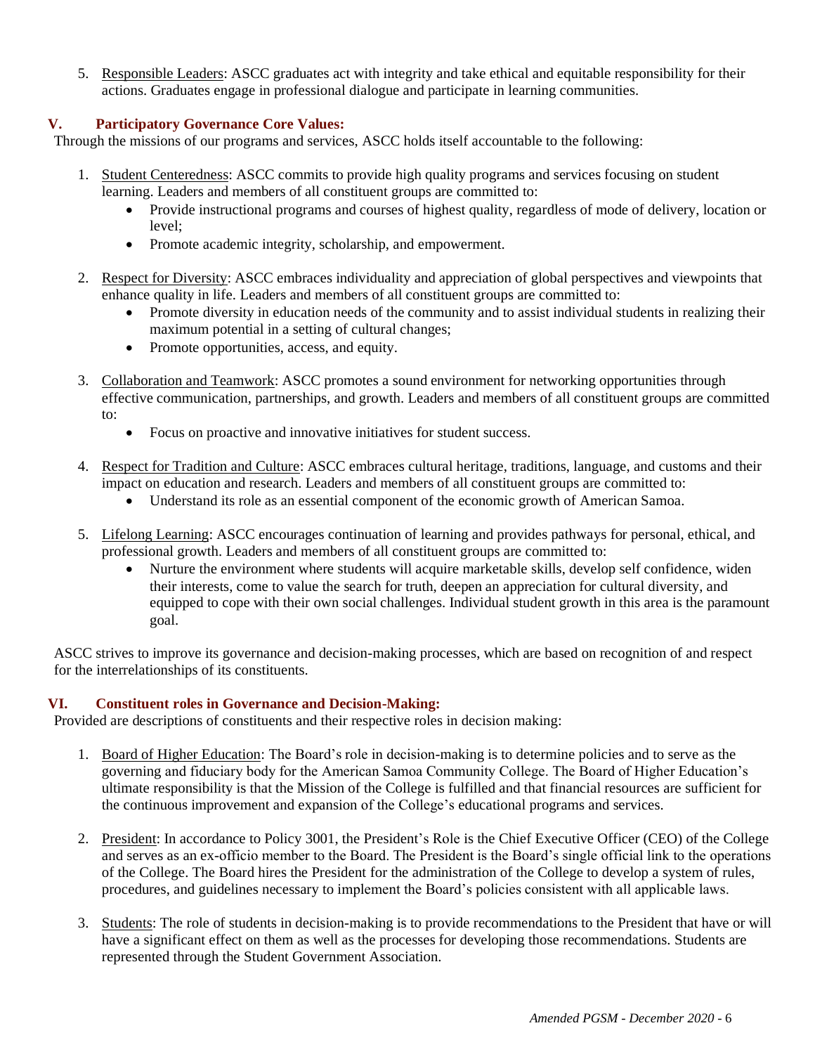5. Responsible Leaders: ASCC graduates act with integrity and take ethical and equitable responsibility for their actions. Graduates engage in professional dialogue and participate in learning communities.

## V. Participatory Governance Core Values:

Through the missions of our programs and services, ASCC holds itself accountable to the following:

1. Student Centeredness: ASCC commits to provide high quality programs and services focusing on student learning. Leaders and members of all constituent groups are committed to:
   - Provide instructional programs and courses of highest quality, regardless of mode of delivery, location or level;
   - Promote academic integrity, scholarship, and empowerment.

2. Respect for Diversity: ASCC embraces individuality and appreciation of global perspectives and viewpoints that enhance quality in life. Leaders and members of all constituent groups are committed to:
   - Promote diversity in education needs of the community and to assist individual students in realizing their maximum potential in a setting of cultural changes;
   - Promote opportunities, access, and equity.

3. Collaboration and Teamwork: ASCC promotes a sound environment for networking opportunities through effective communication, partnerships, and growth. Leaders and members of all constituent groups are committed to:
   - Focus on proactive and innovative initiatives for student success.

4. Respect for Tradition and Culture: ASCC embraces cultural heritage, traditions, language, and customs and their impact on education and research. Leaders and members of all constituent groups are committed to:
   - Understand its role as an essential component of the economic growth of American Samoa.

5. Lifelong Learning: ASCC encourages continuation of learning and provides pathways for personal, ethical, and professional growth. Leaders and members of all constituent groups are committed to:
   - Nurture the environment where students will acquire marketable skills, develop self confidence, widen their interests, come to value the search for truth, deepen an appreciation for cultural diversity, and equipped to cope with their own social challenges. Individual student growth in this area is the paramount goal.

ASCC strives to improve its governance and decision-making processes, which are based on recognition of and respect for the interrelationships of its constituents.

## VI. Constituent roles in Governance and Decision-Making:

Provided are descriptions of constituents and their respective roles in decision making:

1. Board of Higher Education: The Board's role in decision-making is to determine policies and to serve as the governing and fiduciary body for the American Samoa Community College. The Board of Higher Education's ultimate responsibility is that the Mission of the College is fulfilled and that financial resources are sufficient for the continuous improvement and expansion of the College's educational programs and services.

2. President: In accordance to Policy 3001, the President's Role is the Chief Executive Officer (CEO) of the College and serves as an ex-officio member to the Board. The President is the Board's single official link to the operations of the College. The Board hires the President for the administration of the College to develop a system of rules, procedures, and guidelines necessary to implement the Board's policies consistent with all applicable laws.

3. Students: The role of students in decision-making is to provide recommendations to the President that have or will have a significant effect on them as well as the processes for developing those recommendations. Students are represented through the Student Government Association.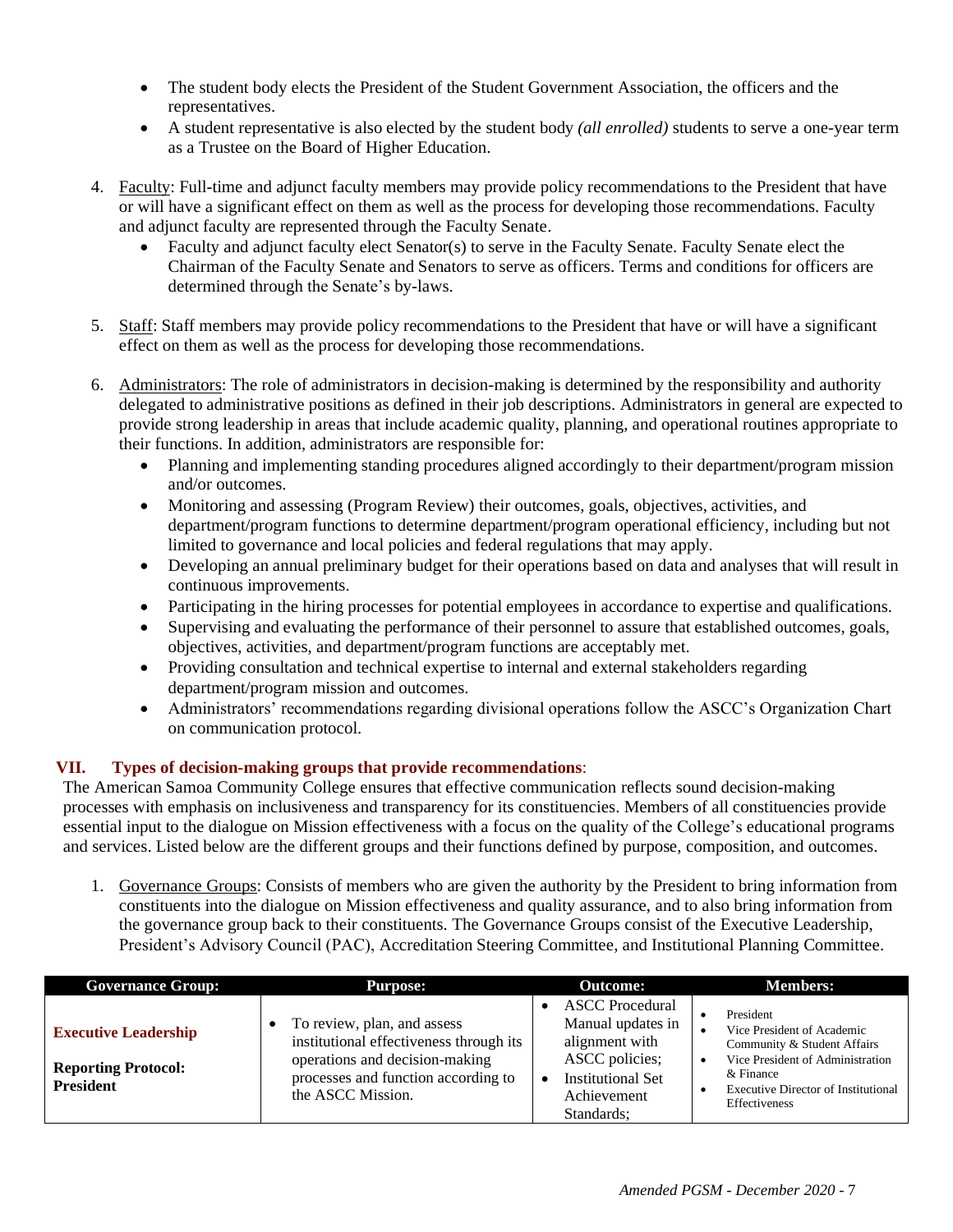- The student body elects the President of the Student Government Association, the officers and the representatives.
- A student representative is also elected by the student body *(all enrolled)* students to serve a one-year term as a Trustee on the Board of Higher Education.

4. Faculty: Full-time and adjunct faculty members may provide policy recommendations to the President that have or will have a significant effect on them as well as the process for developing those recommendations. Faculty and adjunct faculty are represented through the Faculty Senate.
   - Faculty and adjunct faculty elect Senator(s) to serve in the Faculty Senate. Faculty Senate elect the Chairman of the Faculty Senate and Senators to serve as officers. Terms and conditions for officers are determined through the Senate's by-laws.

5. Staff: Staff members may provide policy recommendations to the President that have or will have a significant effect on them as well as the process for developing those recommendations.

6. Administrators: The role of administrators in decision-making is determined by the responsibility and authority delegated to administrative positions as defined in their job descriptions. Administrators in general are expected to provide strong leadership in areas that include academic quality, planning, and operational routines appropriate to their functions. In addition, administrators are responsible for:
   - Planning and implementing standing procedures aligned accordingly to their department/program mission and/or outcomes.
   - Monitoring and assessing (Program Review) their outcomes, goals, objectives, activities, and department/program functions to determine department/program operational efficiency, including but not limited to governance and local policies and federal regulations that may apply.
   - Developing an annual preliminary budget for their operations based on data and analyses that will result in continuous improvements.
   - Participating in the hiring processes for potential employees in accordance to expertise and qualifications.
   - Supervising and evaluating the performance of their personnel to assure that established outcomes, goals, objectives, activities, and department/program functions are acceptably met.
   - Providing consultation and technical expertise to internal and external stakeholders regarding department/program mission and outcomes.
   - Administrators' recommendations regarding divisional operations follow the ASCC's Organization Chart on communication protocol.

## VII. Types of decision-making groups that provide recommendations:

The American Samoa Community College ensures that effective communication reflects sound decision-making processes with emphasis on inclusiveness and transparency for its constituencies. Members of all constituencies provide essential input to the dialogue on Mission effectiveness with a focus on the quality of the College's educational programs and services. Listed below are the different groups and their functions defined by purpose, composition, and outcomes.

1. Governance Groups: Consists of members who are given the authority by the President to bring information from constituents into the dialogue on Mission effectiveness and quality assurance, and to also bring information from the governance group back to their constituents. The Governance Groups consist of the Executive Leadership, President's Advisory Council (PAC), Accreditation Steering Committee, and Institutional Planning Committee.

| Governance Group: | Purpose: | Outcome: | Members: |
|---|---|---|---|
| **Executive Leadership**<br><br>**Reporting Protocol: President** | • To review, plan, and assess institutional effectiveness through its operations and decision-making processes and function according to the ASCC Mission. | • ASCC Procedural Manual updates in alignment with ASCC policies;<br>• Institutional Set Achievement Standards; | • President<br>• Vice President of Academic Community & Student Affairs<br>• Vice President of Administration & Finance<br>• Executive Director of Institutional Effectiveness |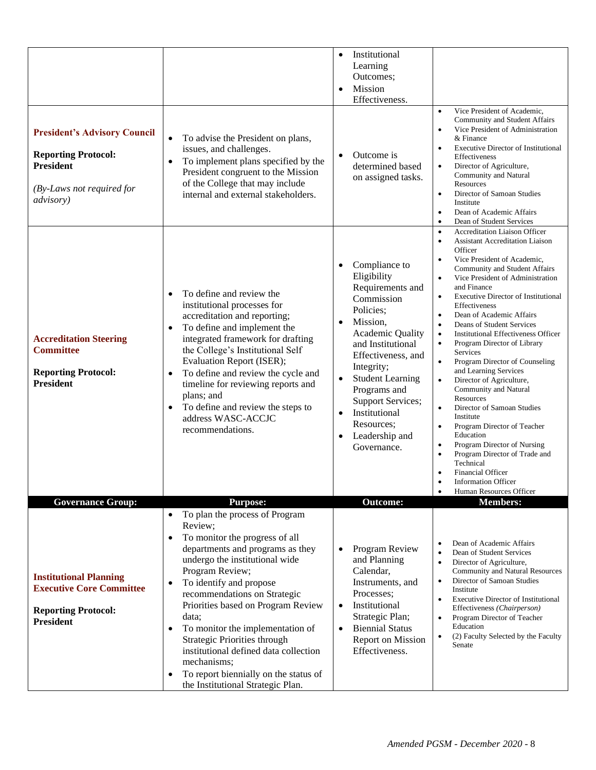| Governance Group: | Purpose: | Outcome: | Members: |
|---|---|---|---|
| | | • Institutional Learning Outcomes;<br>• Mission Effectiveness. | |
| **President's Advisory Council**<br><br>**Reporting Protocol: President**<br><br>*(By-Laws not required for advisory)* | • To advise the President on plans, issues, and challenges.<br>• To implement plans specified by the President congruent to the Mission of the College that may include internal and external stakeholders. | • Outcome is determined based on assigned tasks. | • Vice President of Academic, Community and Student Affairs<br>• Vice President of Administration & Finance<br>• Executive Director of Institutional Effectiveness<br>• Director of Agriculture, Community and Natural Resources<br>• Director of Samoan Studies Institute<br>• Dean of Academic Affairs<br>• Dean of Student Services |
| **Accreditation Steering Committee**<br><br>**Reporting Protocol: President** | • To define and review the institutional processes for accreditation and reporting;<br>• To define and implement the integrated framework for drafting the College's Institutional Self Evaluation Report (ISER);<br>• To define and review the cycle and timeline for reviewing reports and plans; and<br>• To define and review the steps to address WASC-ACCJC recommendations. | • Compliance to Eligibility Requirements and Commission Policies;<br>• Mission, Academic Quality and Institutional Effectiveness, and Integrity;<br>• Student Learning Programs and Support Services;<br>• Institutional Resources;<br>• Leadership and Governance. | • Accreditation Liaison Officer<br>• Assistant Accreditation Liaison Officer<br>• Vice President of Academic, Community and Student Affairs<br>• Vice President of Administration and Finance<br>• Executive Director of Institutional Effectiveness<br>• Dean of Academic Affairs<br>• Deans of Student Services<br>• Institutional Effectiveness Officer<br>• Program Director of Library Services<br>• Program Director of Counseling and Learning Services<br>• Director of Agriculture, Community and Natural Resources<br>• Director of Samoan Studies Institute<br>• Program Director of Teacher Education<br>• Program Director of Nursing<br>• Program Director of Trade and Technical<br>• Financial Officer<br>• Information Officer<br>• Human Resources Officer |

| Governance Group: | Purpose: | Outcome: | Members: |
|---|---|---|---|
| **Institutional Planning Executive Core Committee**<br><br>**Reporting Protocol: President** | • To plan the process of Program Review;<br>• To monitor the progress of all departments and programs as they undergo the institutional wide Program Review;<br>• To identify and propose recommendations on Strategic Priorities based on Program Review data;<br>• To monitor the implementation of Strategic Priorities through institutional defined data collection mechanisms;<br>• To report biennially on the status of the Institutional Strategic Plan. | • Program Review and Planning Calendar, Instruments, and Processes;<br>• Institutional Strategic Plan;<br>• Biennial Status Report on Mission Effectiveness. | • Dean of Academic Affairs<br>• Dean of Student Services<br>• Director of Agriculture, Community and Natural Resources<br>• Director of Samoan Studies Institute<br>• Executive Director of Institutional Effectiveness *(Chairperson)*<br>• Program Director of Teacher Education<br>• (2) Faculty Selected by the Faculty Senate |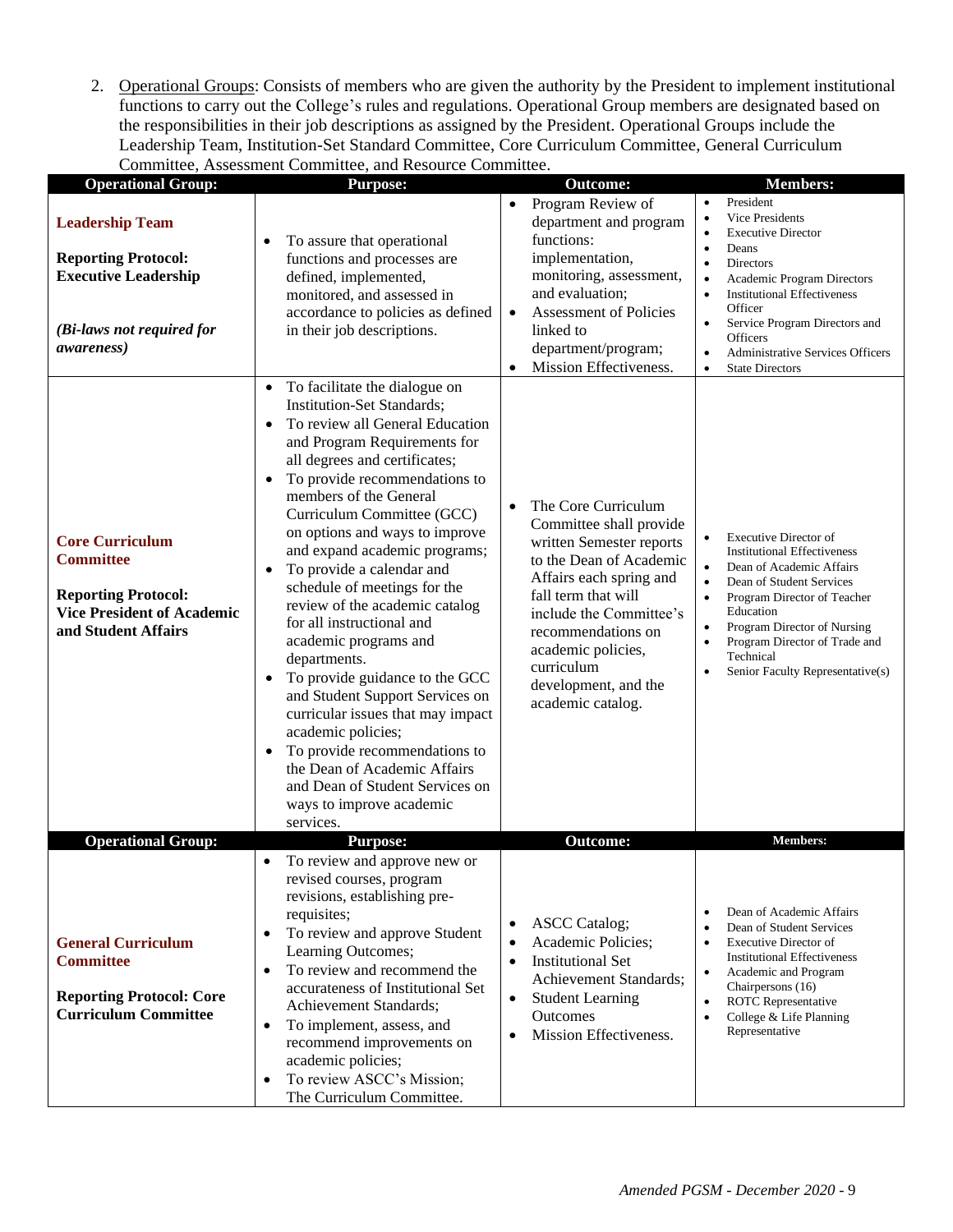2. Operational Groups: Consists of members who are given the authority by the President to implement institutional functions to carry out the College's rules and regulations. Operational Group members are designated based on the responsibilities in their job descriptions as assigned by the President. Operational Groups include the Leadership Team, Institution-Set Standard Committee, Core Curriculum Committee, General Curriculum Committee, Assessment Committee, and Resource Committee.

| Operational Group: | Purpose: | Outcome: | Members: |
|---|---|---|---|
| **Leadership Team**<br><br>**Reporting Protocol: Executive Leadership**<br><br>***(Bi-laws not required for awareness)*** | • To assure that operational functions and processes are defined, implemented, monitored, and assessed in accordance to policies as defined in their job descriptions. | • Program Review of department and program functions: implementation, monitoring, assessment, and evaluation;<br>• Assessment of Policies linked to department/program;<br>• Mission Effectiveness. | • President<br>• Vice Presidents<br>• Executive Director<br>• Deans<br>• Directors<br>• Academic Program Directors<br>• Institutional Effectiveness Officer<br>• Service Program Directors and Officers<br>• Administrative Services Officers<br>• State Directors |
| **Core Curriculum Committee**<br><br>**Reporting Protocol: Vice President of Academic and Student Affairs** | • To facilitate the dialogue on Institution-Set Standards;<br>• To review all General Education and Program Requirements for all degrees and certificates;<br>• To provide recommendations to members of the General Curriculum Committee (GCC) on options and ways to improve and expand academic programs;<br>• To provide a calendar and schedule of meetings for the review of the academic catalog for all instructional and academic programs and departments.<br>• To provide guidance to the GCC and Student Support Services on curricular issues that may impact academic policies;<br>• To provide recommendations to the Dean of Academic Affairs and Dean of Student Services on ways to improve academic services. | • The Core Curriculum Committee shall provide written Semester reports to the Dean of Academic Affairs each spring and fall term that will include the Committee's recommendations on academic policies, curriculum development, and the academic catalog. | • Executive Director of Institutional Effectiveness<br>• Dean of Academic Affairs<br>• Dean of Student Services<br>• Program Director of Teacher Education<br>• Program Director of Nursing<br>• Program Director of Trade and Technical<br>• Senior Faculty Representative(s) |
| **Operational Group:** | **Purpose:** | **Outcome:** | **Members:** |
| **General Curriculum Committee**<br><br>**Reporting Protocol: Core Curriculum Committee** | • To review and approve new or revised courses, program revisions, establishing pre-requisites;<br>• To review and approve Student Learning Outcomes;<br>• To review and recommend the accurateness of Institutional Set Achievement Standards;<br>• To implement, assess, and recommend improvements on academic policies;<br>• To review ASCC's Mission; The Curriculum Committee. | • ASCC Catalog;<br>• Academic Policies;<br>• Institutional Set Achievement Standards;<br>• Student Learning Outcomes<br>• Mission Effectiveness. | • Dean of Academic Affairs<br>• Dean of Student Services<br>• Executive Director of Institutional Effectiveness<br>• Academic and Program Chairpersons (16)<br>• ROTC Representative<br>• College & Life Planning Representative |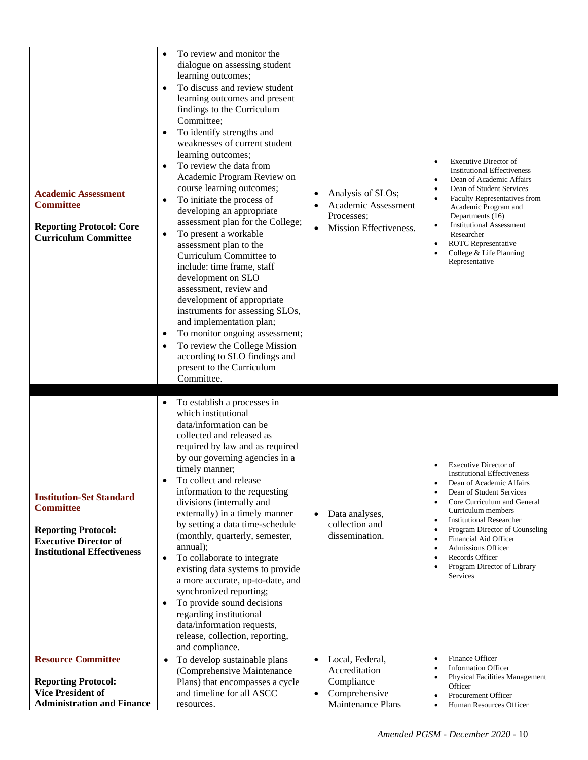| | | | |
|---|---|---|---|
| **Academic Assessment Committee**<br><br>**Reporting Protocol: Core Curriculum Committee** | • To review and monitor the dialogue on assessing student learning outcomes;<br>• To discuss and review student learning outcomes and present findings to the Curriculum Committee;<br>• To identify strengths and weaknesses of current student learning outcomes;<br>• To review the data from Academic Program Review on course learning outcomes;<br>• To initiate the process of developing an appropriate assessment plan for the College;<br>• To present a workable assessment plan to the Curriculum Committee to include: time frame, staff development on SLO assessment, review and development of appropriate instruments for assessing SLOs, and implementation plan;<br>• To monitor ongoing assessment;<br>• To review the College Mission according to SLO findings and present to the Curriculum Committee. | • Analysis of SLOs;<br>• Academic Assessment Processes;<br>• Mission Effectiveness. | • Executive Director of Institutional Effectiveness<br>• Dean of Academic Affairs<br>• Dean of Student Services<br>• Faculty Representatives from Academic Program and Departments (16)<br>• Institutional Assessment Researcher<br>• ROTC Representative<br>• College & Life Planning Representative |
| **Institution-Set Standard Committee**<br><br>**Reporting Protocol: Executive Director of Institutional Effectiveness** | • To establish a processes in which institutional data/information can be collected and released as required by law and as required by our governing agencies in a timely manner;<br>• To collect and release information to the requesting divisions (internally and externally) in a timely manner by setting a data time-schedule (monthly, quarterly, semester, annual);<br>• To collaborate to integrate existing data systems to provide a more accurate, up-to-date, and synchronized reporting;<br>• To provide sound decisions regarding institutional data/information requests, release, collection, reporting, and compliance. | • Data analyses, collection and dissemination. | • Executive Director of Institutional Effectiveness<br>• Dean of Academic Affairs<br>• Dean of Student Services<br>• Core Curriculum and General Curriculum members<br>• Institutional Researcher<br>• Program Director of Counseling<br>• Financial Aid Officer<br>• Admissions Officer<br>• Records Officer<br>• Program Director of Library Services |
| **Resource Committee**<br><br>**Reporting Protocol: Vice President of Administration and Finance** | • To develop sustainable plans (Comprehensive Maintenance Plans) that encompasses a cycle and timeline for all ASCC resources. | • Local, Federal, Accreditation Compliance<br>• Comprehensive Maintenance Plans | • Finance Officer<br>• Information Officer<br>• Physical Facilities Management Officer<br>• Procurement Officer<br>• Human Resources Officer |

*Amended PGSM - December 2020*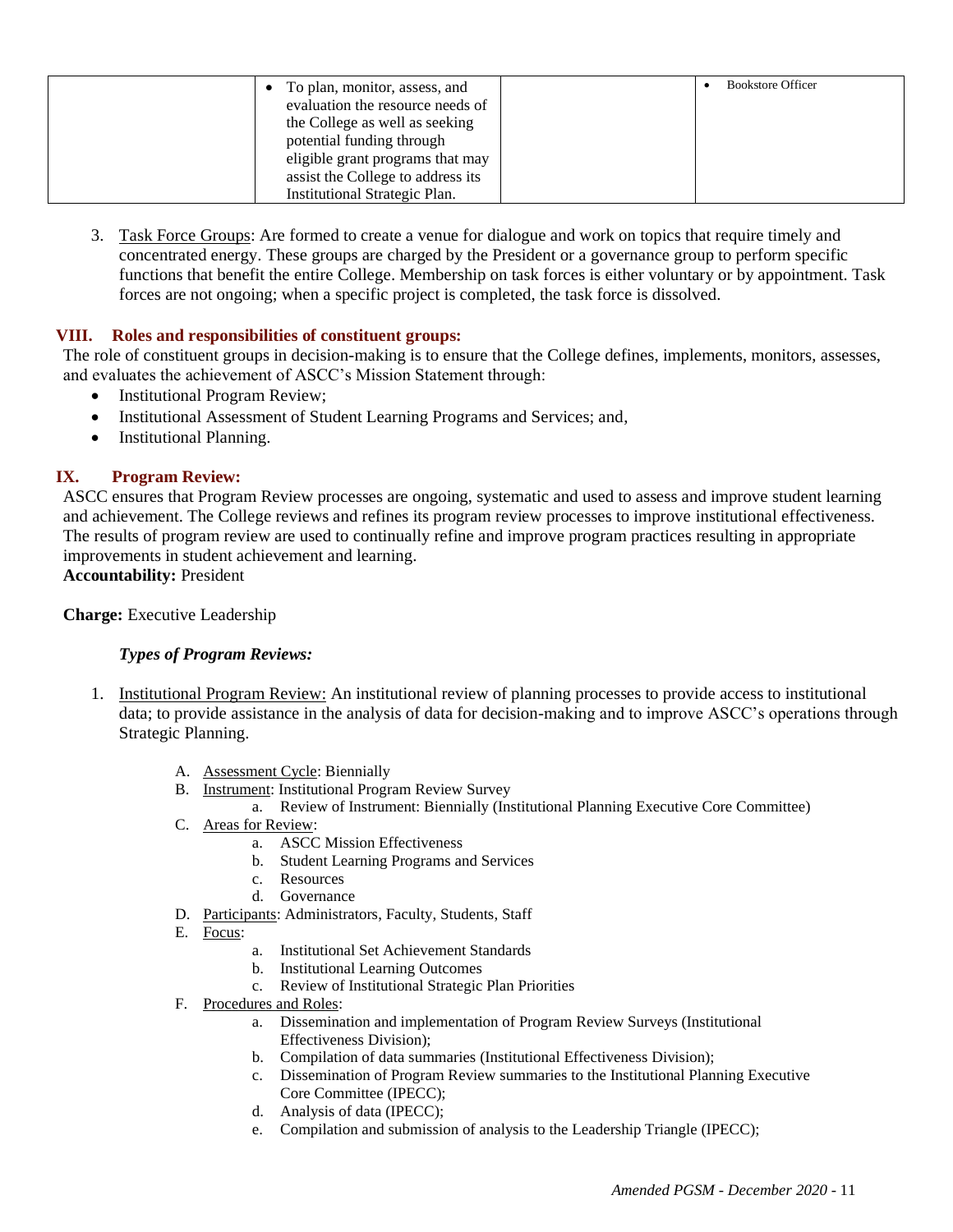|  | To plan, monitor, assess, and evaluation the resource needs of the College as well as seeking potential funding through eligible grant programs that may assist the College to address its Institutional Strategic Plan. |  | Bookstore Officer |
|---|---|---|---|

3. Task Force Groups: Are formed to create a venue for dialogue and work on topics that require timely and concentrated energy. These groups are charged by the President or a governance group to perform specific functions that benefit the entire College. Membership on task forces is either voluntary or by appointment. Task forces are not ongoing; when a specific project is completed, the task force is dissolved.

## VIII. Roles and responsibilities of constituent groups:

The role of constituent groups in decision-making is to ensure that the College defines, implements, monitors, assesses, and evaluates the achievement of ASCC's Mission Statement through:

- Institutional Program Review;
- Institutional Assessment of Student Learning Programs and Services; and,
- Institutional Planning.

## IX. Program Review:

ASCC ensures that Program Review processes are ongoing, systematic and used to assess and improve student learning and achievement. The College reviews and refines its program review processes to improve institutional effectiveness. The results of program review are used to continually refine and improve program practices resulting in appropriate improvements in student achievement and learning.

**Accountability:** President

**Charge:** Executive Leadership

***Types of Program Reviews:***

1. Institutional Program Review: An institutional review of planning processes to provide access to institutional data; to provide assistance in the analysis of data for decision-making and to improve ASCC's operations through Strategic Planning.

   A. Assessment Cycle: Biennially

   B. Instrument: Institutional Program Review Survey
      a. Review of Instrument: Biennially (Institutional Planning Executive Core Committee)

   C. Areas for Review:
      a. ASCC Mission Effectiveness
      b. Student Learning Programs and Services
      c. Resources
      d. Governance

   D. Participants: Administrators, Faculty, Students, Staff

   E. Focus:
      a. Institutional Set Achievement Standards
      b. Institutional Learning Outcomes
      c. Review of Institutional Strategic Plan Priorities

   F. Procedures and Roles:
      a. Dissemination and implementation of Program Review Surveys (Institutional Effectiveness Division);
      b. Compilation of data summaries (Institutional Effectiveness Division);
      c. Dissemination of Program Review summaries to the Institutional Planning Executive Core Committee (IPECC);
      d. Analysis of data (IPECC);
      e. Compilation and submission of analysis to the Leadership Triangle (IPECC);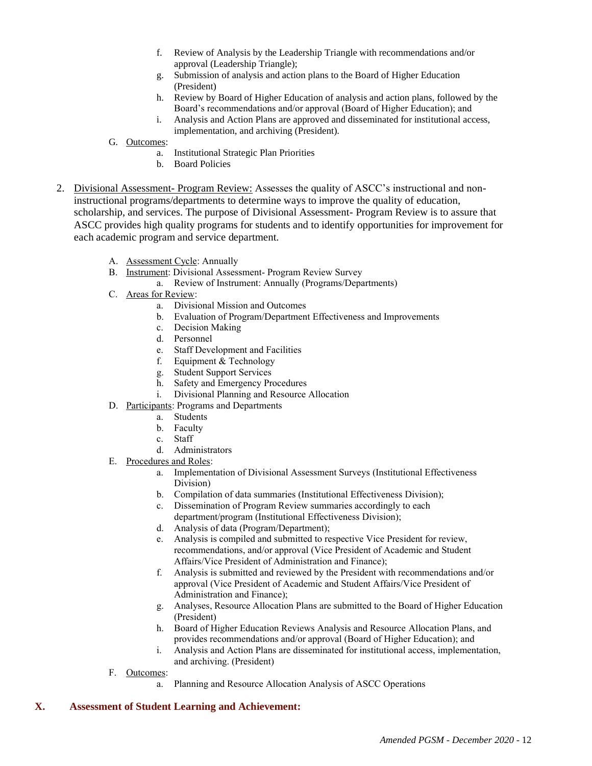f. Review of Analysis by the Leadership Triangle with recommendations and/or approval (Leadership Triangle);
g. Submission of analysis and action plans to the Board of Higher Education (President)
h. Review by Board of Higher Education of analysis and action plans, followed by the Board's recommendations and/or approval (Board of Higher Education); and
i. Analysis and Action Plans are approved and disseminated for institutional access, implementation, and archiving (President).

G. Outcomes:
   a. Institutional Strategic Plan Priorities
   b. Board Policies

2. Divisional Assessment- Program Review: Assesses the quality of ASCC's instructional and non-instructional programs/departments to determine ways to improve the quality of education, scholarship, and services. The purpose of Divisional Assessment- Program Review is to assure that ASCC provides high quality programs for students and to identify opportunities for improvement for each academic program and service department.

   A. Assessment Cycle: Annually
   B. Instrument: Divisional Assessment- Program Review Survey
      a. Review of Instrument: Annually (Programs/Departments)
   C. Areas for Review:
      a. Divisional Mission and Outcomes
      b. Evaluation of Program/Department Effectiveness and Improvements
      c. Decision Making
      d. Personnel
      e. Staff Development and Facilities
      f. Equipment & Technology
      g. Student Support Services
      h. Safety and Emergency Procedures
      i. Divisional Planning and Resource Allocation
   D. Participants: Programs and Departments
      a. Students
      b. Faculty
      c. Staff
      d. Administrators
   E. Procedures and Roles:
      a. Implementation of Divisional Assessment Surveys (Institutional Effectiveness Division)
      b. Compilation of data summaries (Institutional Effectiveness Division);
      c. Dissemination of Program Review summaries accordingly to each department/program (Institutional Effectiveness Division);
      d. Analysis of data (Program/Department);
      e. Analysis is compiled and submitted to respective Vice President for review, recommendations, and/or approval (Vice President of Academic and Student Affairs/Vice President of Administration and Finance);
      f. Analysis is submitted and reviewed by the President with recommendations and/or approval (Vice President of Academic and Student Affairs/Vice President of Administration and Finance);
      g. Analyses, Resource Allocation Plans are submitted to the Board of Higher Education (President)
      h. Board of Higher Education Reviews Analysis and Resource Allocation Plans, and provides recommendations and/or approval (Board of Higher Education); and
      i. Analysis and Action Plans are disseminated for institutional access, implementation, and archiving. (President)
   F. Outcomes:
      a. Planning and Resource Allocation Analysis of ASCC Operations

## X. Assessment of Student Learning and Achievement: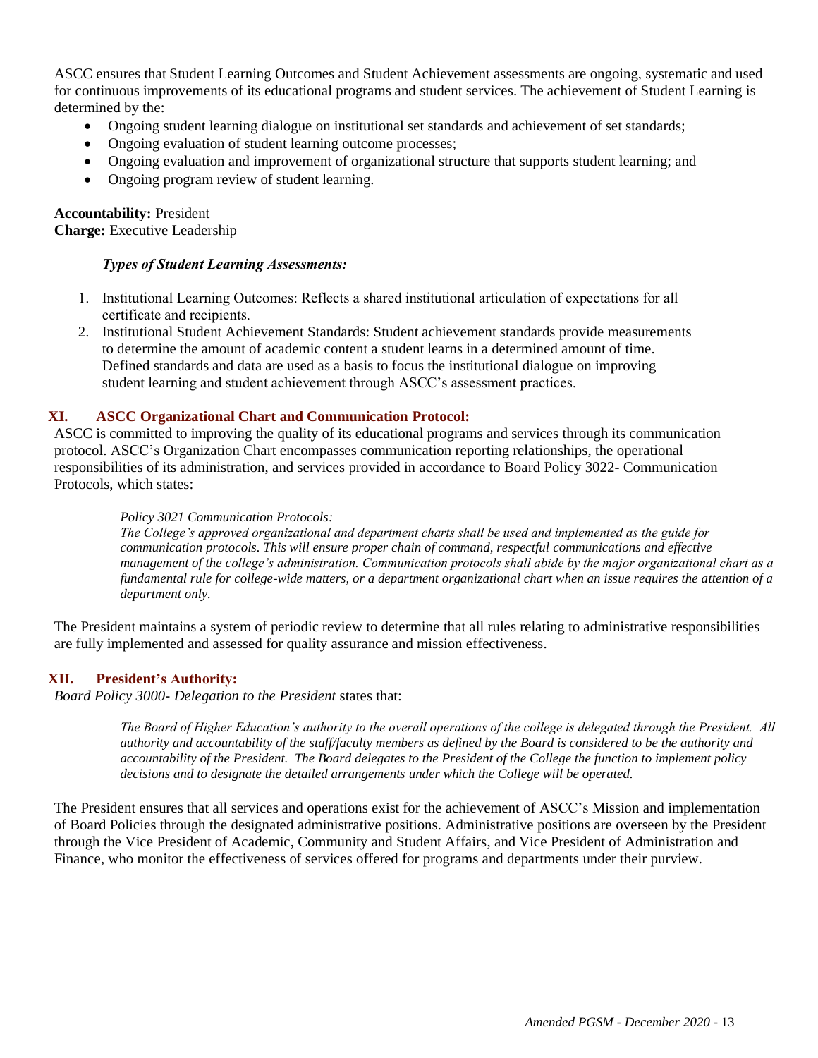ASCC ensures that Student Learning Outcomes and Student Achievement assessments are ongoing, systematic and used for continuous improvements of its educational programs and student services. The achievement of Student Learning is determined by the:

- Ongoing student learning dialogue on institutional set standards and achievement of set standards;
- Ongoing evaluation of student learning outcome processes;
- Ongoing evaluation and improvement of organizational structure that supports student learning; and
- Ongoing program review of student learning.

**Accountability:** President
**Charge:** Executive Leadership

***Types of Student Learning Assessments:***

1. Institutional Learning Outcomes: Reflects a shared institutional articulation of expectations for all certificate and recipients.
2. Institutional Student Achievement Standards: Student achievement standards provide measurements to determine the amount of academic content a student learns in a determined amount of time. Defined standards and data are used as a basis to focus the institutional dialogue on improving student learning and student achievement through ASCC's assessment practices.

## XI. ASCC Organizational Chart and Communication Protocol:

ASCC is committed to improving the quality of its educational programs and services through its communication protocol. ASCC's Organization Chart encompasses communication reporting relationships, the operational responsibilities of its administration, and services provided in accordance to Board Policy 3022- Communication Protocols, which states:

> *Policy 3021 Communication Protocols:*
> *The College's approved organizational and department charts shall be used and implemented as the guide for communication protocols. This will ensure proper chain of command, respectful communications and effective management of the college's administration. Communication protocols shall abide by the major organizational chart as a fundamental rule for college-wide matters, or a department organizational chart when an issue requires the attention of a department only.*

The President maintains a system of periodic review to determine that all rules relating to administrative responsibilities are fully implemented and assessed for quality assurance and mission effectiveness.

## XII. President's Authority:

*Board Policy 3000- Delegation to the President* states that:

> *The Board of Higher Education's authority to the overall operations of the college is delegated through the President. All authority and accountability of the staff/faculty members as defined by the Board is considered to be the authority and accountability of the President. The Board delegates to the President of the College the function to implement policy decisions and to designate the detailed arrangements under which the College will be operated.*

The President ensures that all services and operations exist for the achievement of ASCC's Mission and implementation of Board Policies through the designated administrative positions. Administrative positions are overseen by the President through the Vice President of Academic, Community and Student Affairs, and Vice President of Administration and Finance, who monitor the effectiveness of services offered for programs and departments under their purview.